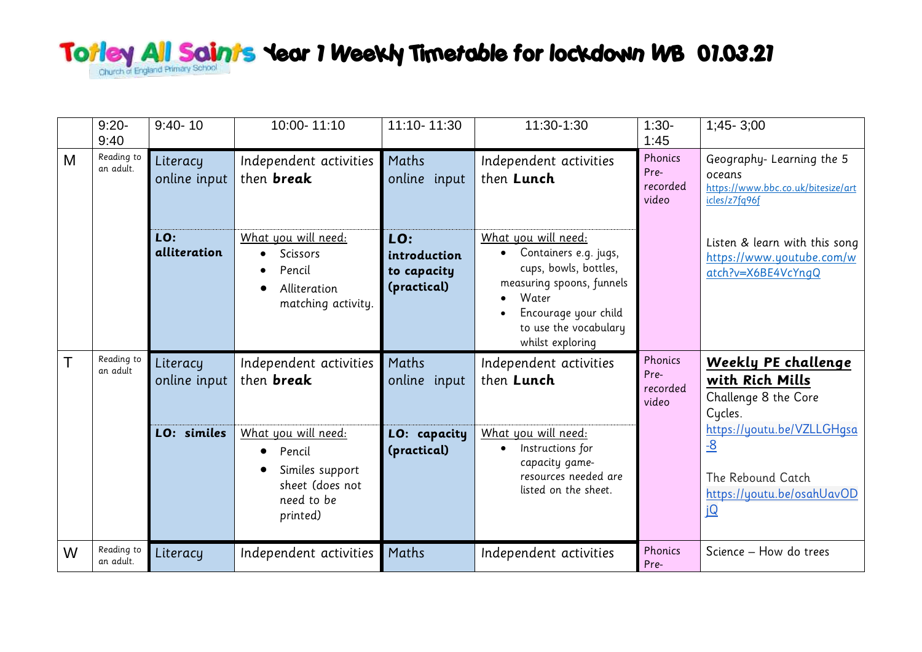# Totley All Saints Church of England Primary School Year 1 Weekly Timetable for lockdown WB 01.03.21

| | 9:20- 9:40 | 9:40- 10 | 10:00- 11:10 | 11:10- 11:30 | 11:30-1:30 | 1:30- 1:45 | 1;45- 3;00 |
|---|---|---|---|---|---|---|---|
| M | Reading to an adult. | Literacy online input<br><br>**LO: alliteration** | Independent activities then **break**<br><br>What you will need:<br>• Scissors<br>• Pencil<br>• Alliteration matching activity. | Maths online input<br><br>**LO: introduction to capacity (practical)** | Independent activities then **Lunch**<br><br>What you will need:<br>• Containers e.g. jugs, cups, bowls, bottles, measuring spoons, funnels<br>• Water<br>• Encourage your child to use the vocabulary whilst exploring | Phonics Pre-recorded video | Geography- Learning the 5 oceans<br>https://www.bbc.co.uk/bitesize/articles/z7fq96f<br><br>Listen & learn with this song<br>https://www.youtube.com/watch?v=X6BE4VcYngQ |
| T | Reading to an adult | Literacy online input<br><br>**LO: similes** | Independent activities then **break**<br><br>What you will need:<br>• Pencil<br>• Similes support sheet (does not need to be printed) | Maths online input<br><br>**LO: capacity (practical)** | Independent activities then **Lunch**<br><br>What you will need:<br>• Instructions for capacity game- resources needed are listed on the sheet. | Phonics Pre-recorded video | **Weekly PE challenge with Rich Mills**<br>Challenge 8 the Core Cycles.<br>https://youtu.be/VZLLGHgsa-8<br><br>The Rebound Catch<br>https://youtu.be/osahUavODjQ |
| W | Reading to an adult. | Literacy | Independent activities | Maths | Independent activities | Phonics Pre- | Science – How do trees |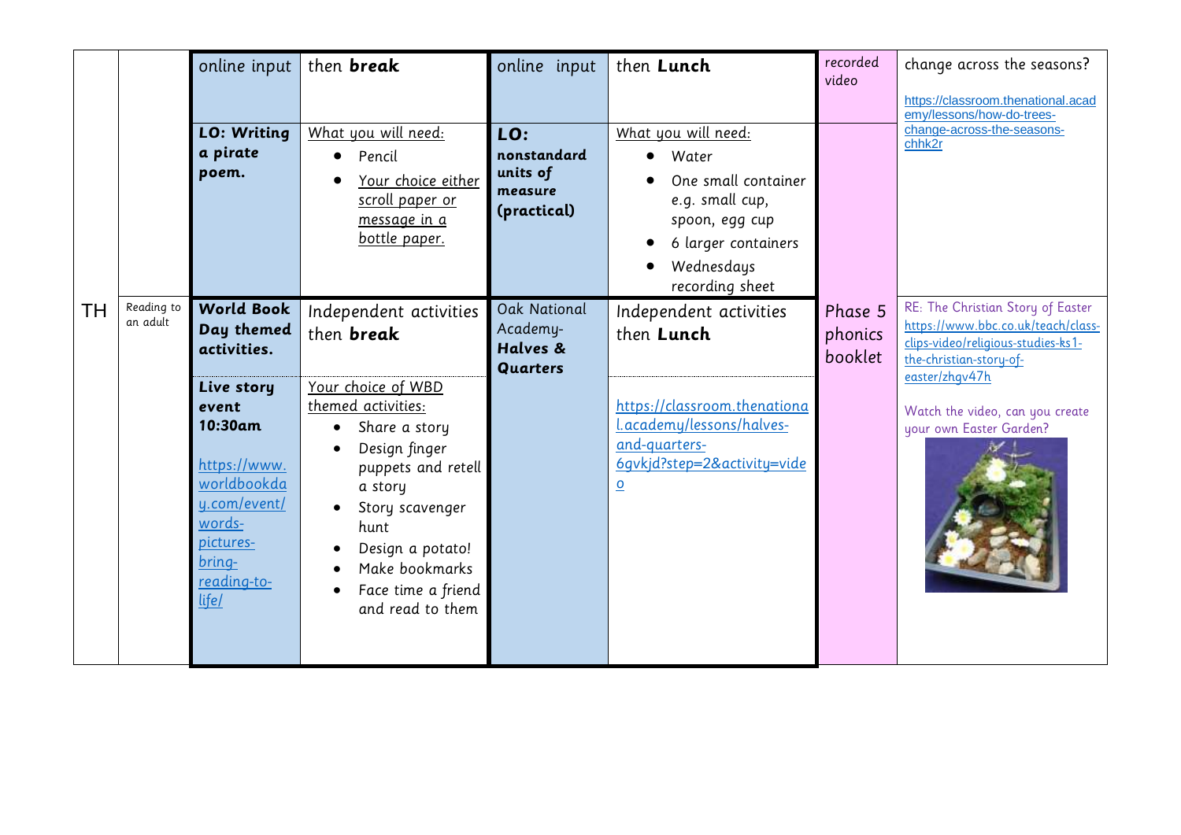| | | | | | | | |
|---|---|---|---|---|---|---|---|
| | | online input | then **break** | online input | then **Lunch** | recorded video | change across the seasons? https://classroom.thenational.academy/lessons/how-do-trees-change-across-the-seasons-chhk2r |
| | | **LO: Writing a pirate poem.** | What you will need:<br>• Pencil<br>• Your choice either scroll paper or message in a bottle paper. | **LO: nonstandard units of measure (practical)** | What you will need:<br>• Water<br>• One small container e.g. small cup, spoon, egg cup<br>• 6 larger containers<br>• Wednesdays recording sheet | | |
| TH | Reading to an adult | **World Book Day themed activities.** | Independent activities then **break** | Oak National Academy- **Halves & Quarters** | Independent activities then **Lunch** | Phase 5 phonics booklet | RE: The Christian Story of Easter https://www.bbc.co.uk/teach/class-clips-video/religious-studies-ks1-the-christian-story-of-easter/zhgv47h<br><br>Watch the video, can you create your own Easter Garden? |
| | | **Live story event 10:30am**<br><br>https://www.worldbookday.com/event/words-pictures-bring-reading-to-life/ | Your choice of WBD themed activities:<br>• Share a story<br>• Design finger puppets and retell a story<br>• Story scavenger hunt<br>• Design a potato!<br>• Make bookmarks<br>• Face time a friend and read to them | | https://classroom.thenational.academy/lessons/halves-and-quarters-6gvkjd?step=2&activity=video | | |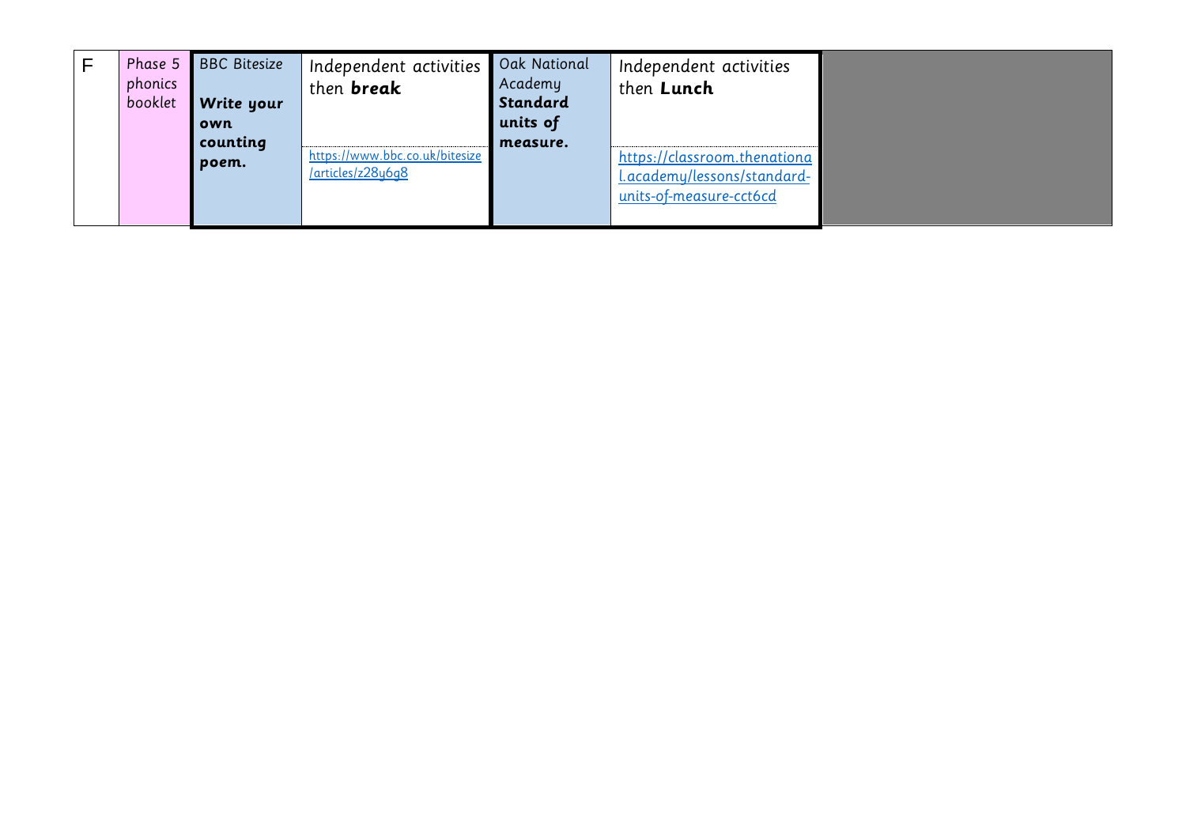| | | | | | | |
|---|---|---|---|---|---|---|
| F | Phase 5 phonics booklet | BBC Bitesize<br><br>**Write your own counting poem.** | Independent activities then **break**<br><br>https://www.bbc.co.uk/bitesize/articles/z28y6g8 | Oak National Academy<br>**Standard units of measure.** | Independent activities then **Lunch**<br><br>https://classroom.thenational.academy/lessons/standard-units-of-measure-cct6cd | |